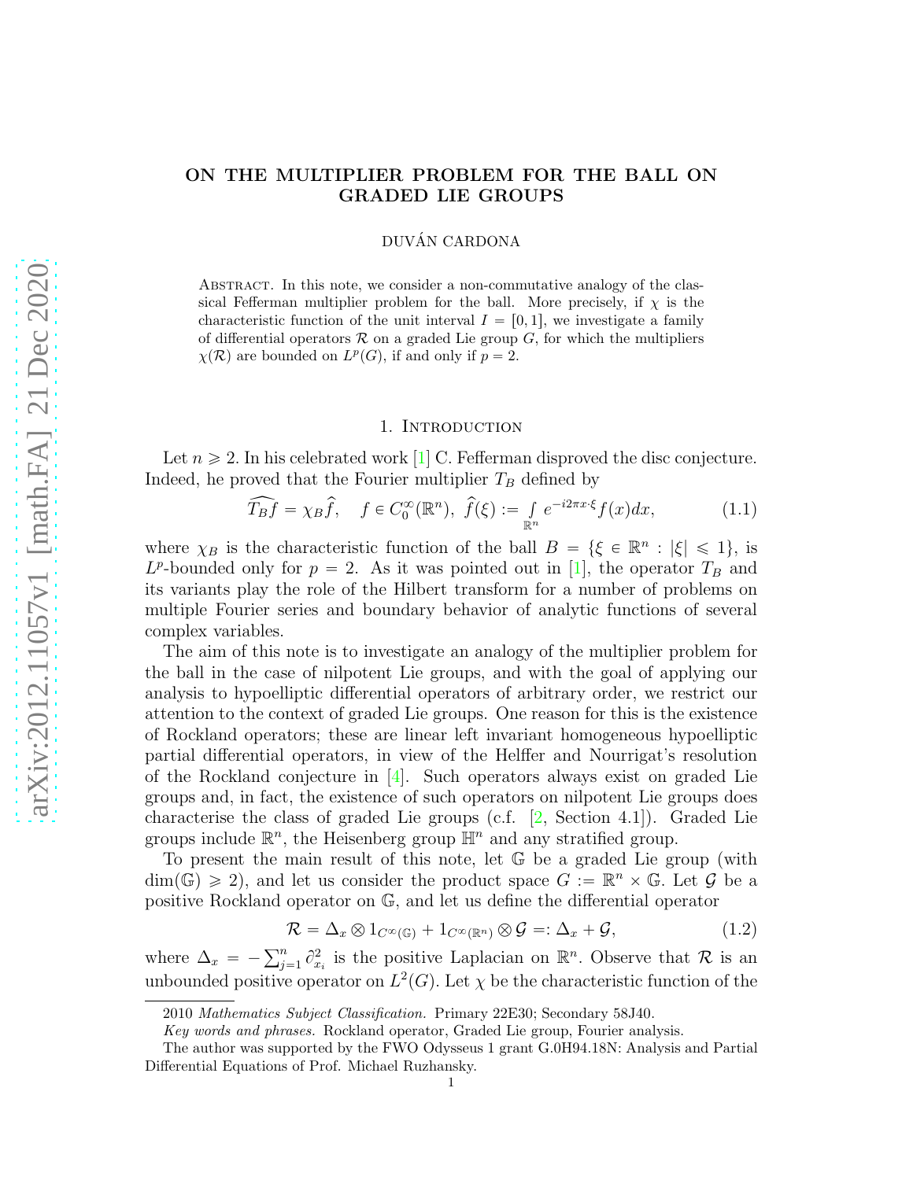# ON THE MULTIPLIER PROBLEM FOR THE BALL ON GRADED LIE GROUPS

DUVÁN CARDONA

Abstract. In this note, we consider a non-commutative analogy of the classical Fefferman multiplier problem for the ball. More precisely, if $\chi$ is the characteristic function of the unit interval $I = [0, 1]$, we investigate a family of differential operators $\mathcal{R}$ on a graded Lie group $G$, for which the multipliers $\chi(\mathcal{R})$ are bounded on $L^p(G)$, if and only if $p = 2$.

## 1. Introduction

Let $n \geqslant 2$. In his celebrated work [1] C. Fefferman disproved the disc conjecture. Indeed, he proved that the Fourier multiplier $T_B$ defined by

$$\widehat{T_B f} = \chi_B \widehat{f}, \quad f \in C_0^\infty(\mathbb{R}^n), \; \widehat{f}(\xi) := \int_{\mathbb{R}^n} e^{-i2\pi x \cdot \xi} f(x) dx, \tag{1.1}$$

where $\chi_B$ is the characteristic function of the ball $B = \{\xi \in \mathbb{R}^n : |\xi| \leqslant 1\}$, is $L^p$-bounded only for $p = 2$. As it was pointed out in [1], the operator $T_B$ and its variants play the role of the Hilbert transform for a number of problems on multiple Fourier series and boundary behavior of analytic functions of several complex variables.

The aim of this note is to investigate an analogy of the multiplier problem for the ball in the case of nilpotent Lie groups, and with the goal of applying our analysis to hypoelliptic differential operators of arbitrary order, we restrict our attention to the context of graded Lie groups. One reason for this is the existence of Rockland operators; these are linear left invariant homogeneous hypoelliptic partial differential operators, in view of the Helffer and Nourrigat's resolution of the Rockland conjecture in [4]. Such operators always exist on graded Lie groups and, in fact, the existence of such operators on nilpotent Lie groups does characterise the class of graded Lie groups (c.f. [2, Section 4.1]). Graded Lie groups include $\mathbb{R}^n$, the Heisenberg group $\mathbb{H}^n$ and any stratified group.

To present the main result of this note, let $\mathbb{G}$ be a graded Lie group (with $\dim(\mathbb{G}) \geqslant 2$), and let us consider the product space $G := \mathbb{R}^n \times \mathbb{G}$. Let $\mathcal{G}$ be a positive Rockland operator on $\mathbb{G}$, and let us define the differential operator

$$\mathcal{R} = \Delta_x \otimes 1_{C^\infty(\mathbb{G})} + 1_{C^\infty(\mathbb{R}^n)} \otimes \mathcal{G} =: \Delta_x + \mathcal{G}, \tag{1.2}$$

where $\Delta_x = -\sum_{j=1}^n \partial_{x_i}^2$ is the positive Laplacian on $\mathbb{R}^n$. Observe that $\mathcal{R}$ is an unbounded positive operator on $L^2(G)$. Let $\chi$ be the characteristic function of the

2010 *Mathematics Subject Classification.* Primary 22E30; Secondary 58J40.

*Key words and phrases.* Rockland operator, Graded Lie group, Fourier analysis.

The author was supported by the FWO Odysseus 1 grant G.0H94.18N: Analysis and Partial Differential Equations of Prof. Michael Ruzhansky.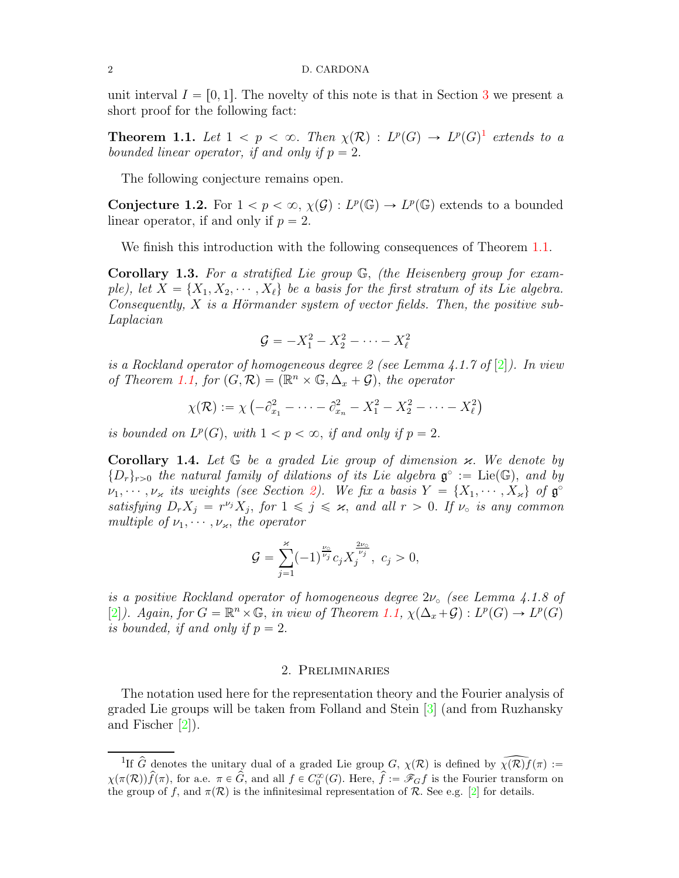unit interval $I = [0,1]$. The novelty of this note is that in Section 3 we present a short proof for the following fact:

**Theorem 1.1.** *Let $1 < p < \infty$. Then $\chi(\mathcal{R}) : L^p(G) \to L^p(G)$*[1] *extends to a bounded linear operator, if and only if $p = 2$.*

The following conjecture remains open.

**Conjecture 1.2.** For $1 < p < \infty$, $\chi(\mathcal{G}) : L^p(\mathbb{G}) \to L^p(\mathbb{G})$ extends to a bounded linear operator, if and only if $p = 2$.

We finish this introduction with the following consequences of Theorem 1.1.

**Corollary 1.3.** *For a stratified Lie group $\mathbb{G}$, (the Heisenberg group for example), let $X = \{X_1, X_2, \cdots, X_\ell\}$ be a basis for the first stratum of its Lie algebra. Consequently, $X$ is a Hörmander system of vector fields. Then, the positive sub-Laplacian*

$$\mathcal{G} = -X_1^2 - X_2^2 - \cdots - X_\ell^2$$

*is a Rockland operator of homogeneous degree 2 (see Lemma 4.1.7 of [2]). In view of Theorem 1.1, for $(G, \mathcal{R}) = (\mathbb{R}^n \times \mathbb{G}, \Delta_x + \mathcal{G})$, the operator*

$$\chi(\mathcal{R}) := \chi\left(-\partial_{x_1}^2 - \cdots - \partial_{x_n}^2 - X_1^2 - X_2^2 - \cdots - X_\ell^2\right)$$

*is bounded on $L^p(G)$, with $1 < p < \infty$, if and only if $p = 2$.*

**Corollary 1.4.** *Let $\mathbb{G}$ be a graded Lie group of dimension $\varkappa$. We denote by $\{D_r\}_{r>0}$ the natural family of dilations of its Lie algebra $\mathfrak{g}^\circ := \mathrm{Lie}(\mathbb{G})$, and by $\nu_1, \cdots, \nu_\varkappa$ its weights (see Section 2). We fix a basis $Y = \{X_1, \cdots, X_\varkappa\}$ of $\mathfrak{g}^\circ$ satisfying $D_r X_j = r^{\nu_j} X_j$, for $1 \leqslant j \leqslant \varkappa$, and all $r > 0$. If $\nu_\circ$ is any common multiple of $\nu_1, \cdots, \nu_\varkappa$, the operator*

$$\mathcal{G} = \sum_{j=1}^{\varkappa} (-1)^{\frac{\nu_\circ}{\nu_j}} c_j X_j^{\frac{2\nu_\circ}{\nu_j}}, \; c_j > 0,$$

*is a positive Rockland operator of homogeneous degree $2\nu_\circ$ (see Lemma 4.1.8 of [2]). Again, for $G = \mathbb{R}^n \times \mathbb{G}$, in view of Theorem 1.1, $\chi(\Delta_x + \mathcal{G}) : L^p(G) \to L^p(G)$ is bounded, if and only if $p = 2$.*

## 2. Preliminaries

The notation used here for the representation theory and the Fourier analysis of graded Lie groups will be taken from Folland and Stein [3] (and from Ruzhansky and Fischer [2]).

---

[1] If $\widehat{G}$ denotes the unitary dual of a graded Lie group $G$, $\chi(\mathcal{R})$ is defined by $\widehat{\chi(\mathcal{R})f}(\pi) := \chi(\pi(\mathcal{R}))\widehat{f}(\pi)$, for a.e. $\pi \in \widehat{G}$, and all $f \in C_0^\infty(G)$. Here, $\widehat{f} := \mathscr{F}_G f$ is the Fourier transform on the group of $f$, and $\pi(\mathcal{R})$ is the infinitesimal representation of $\mathcal{R}$. See e.g. [2] for details.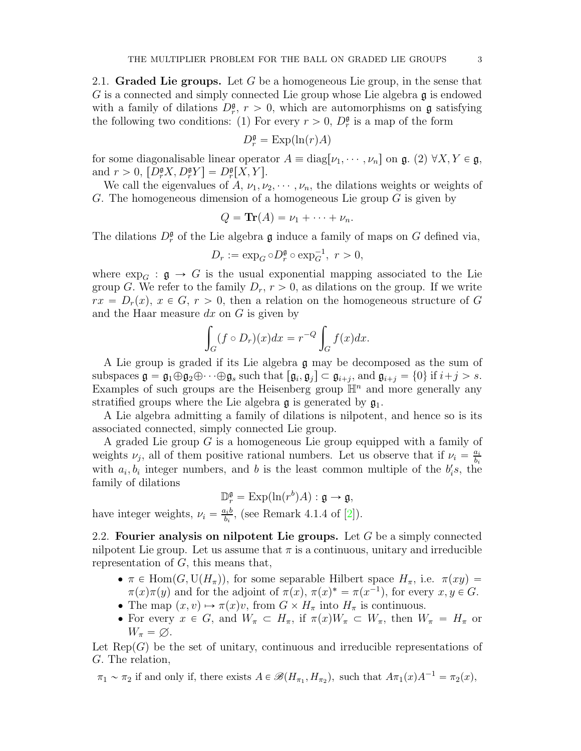2.1. **Graded Lie groups.** Let $G$ be a homogeneous Lie group, in the sense that $G$ is a connected and simply connected Lie group whose Lie algebra $\mathfrak{g}$ is endowed with a family of dilations $D_r^{\mathfrak{g}}$, $r > 0$, which are automorphisms on $\mathfrak{g}$ satisfying the following two conditions: (1) For every $r > 0$, $D_r^{\mathfrak{g}}$ is a map of the form

$$D_r^{\mathfrak{g}} = \mathrm{Exp}(\ln(r)A)$$

for some diagonalisable linear operator $A \equiv \mathrm{diag}[\nu_1, \cdots, \nu_n]$ on $\mathfrak{g}$. (2) $\forall X, Y \in \mathfrak{g}$, and $r > 0$, $[D_r^{\mathfrak{g}}X, D_r^{\mathfrak{g}}Y] = D_r^{\mathfrak{g}}[X, Y]$.

We call the eigenvalues of $A$, $\nu_1, \nu_2, \cdots, \nu_n$, the dilations weights or weights of $G$. The homogeneous dimension of a homogeneous Lie group $G$ is given by

$$Q = \mathbf{Tr}(A) = \nu_1 + \cdots + \nu_n.$$

The dilations $D_r^{\mathfrak{g}}$ of the Lie algebra $\mathfrak{g}$ induce a family of maps on $G$ defined via,

$$D_r := \exp_G \circ D_r^{\mathfrak{g}} \circ \exp_G^{-1}, \ r > 0,$$

where $\exp_G : \mathfrak{g} \to G$ is the usual exponential mapping associated to the Lie group $G$. We refer to the family $D_r$, $r > 0$, as dilations on the group. If we write $rx = D_r(x)$, $x \in G$, $r > 0$, then a relation on the homogeneous structure of $G$ and the Haar measure $dx$ on $G$ is given by

$$\int_G (f \circ D_r)(x)dx = r^{-Q} \int_G f(x)dx.$$

A Lie group is graded if its Lie algebra $\mathfrak{g}$ may be decomposed as the sum of subspaces $\mathfrak{g} = \mathfrak{g}_1 \oplus \mathfrak{g}_2 \oplus \cdots \oplus \mathfrak{g}_s$ such that $[\mathfrak{g}_i, \mathfrak{g}_j] \subset \mathfrak{g}_{i+j}$, and $\mathfrak{g}_{i+j} = \{0\}$ if $i+j > s$. Examples of such groups are the Heisenberg group $\mathbb{H}^n$ and more generally any stratified groups where the Lie algebra $\mathfrak{g}$ is generated by $\mathfrak{g}_1$.

A Lie algebra admitting a family of dilations is nilpotent, and hence so is its associated connected, simply connected Lie group.

A graded Lie group $G$ is a homogeneous Lie group equipped with a family of weights $\nu_j$, all of them positive rational numbers. Let us observe that if $\nu_i = \frac{a_i}{b_i}$ with $a_i, b_i$ integer numbers, and $b$ is the least common multiple of the $b_i's$, the family of dilations

$$\mathbb{D}_r^{\mathfrak{g}} = \mathrm{Exp}(\ln(r^b)A) : \mathfrak{g} \to \mathfrak{g},$$

have integer weights, $\nu_i = \frac{a_i b}{b_i}$, (see Remark 4.1.4 of [2]).

2.2. **Fourier analysis on nilpotent Lie groups.** Let $G$ be a simply connected nilpotent Lie group. Let us assume that $\pi$ is a continuous, unitary and irreducible representation of $G$, this means that,

- $\pi \in \mathrm{Hom}(G, \mathrm{U}(H_\pi))$, for some separable Hilbert space $H_\pi$, i.e. $\pi(xy) = \pi(x)\pi(y)$ and for the adjoint of $\pi(x)$, $\pi(x)^* = \pi(x^{-1})$, for every $x, y \in G$.
- The map $(x, v) \mapsto \pi(x)v$, from $G \times H_\pi$ into $H_\pi$ is continuous.
- For every $x \in G$, and $W_\pi \subset H_\pi$, if $\pi(x)W_\pi \subset W_\pi$, then $W_\pi = H_\pi$ or $W_\pi = \emptyset$.

Let $\mathrm{Rep}(G)$ be the set of unitary, continuous and irreducible representations of $G$. The relation,

$$\pi_1 \sim \pi_2 \text{ if and only if, there exists } A \in \mathscr{B}(H_{\pi_1}, H_{\pi_2}), \text{ such that } A\pi_1(x)A^{-1} = \pi_2(x),$$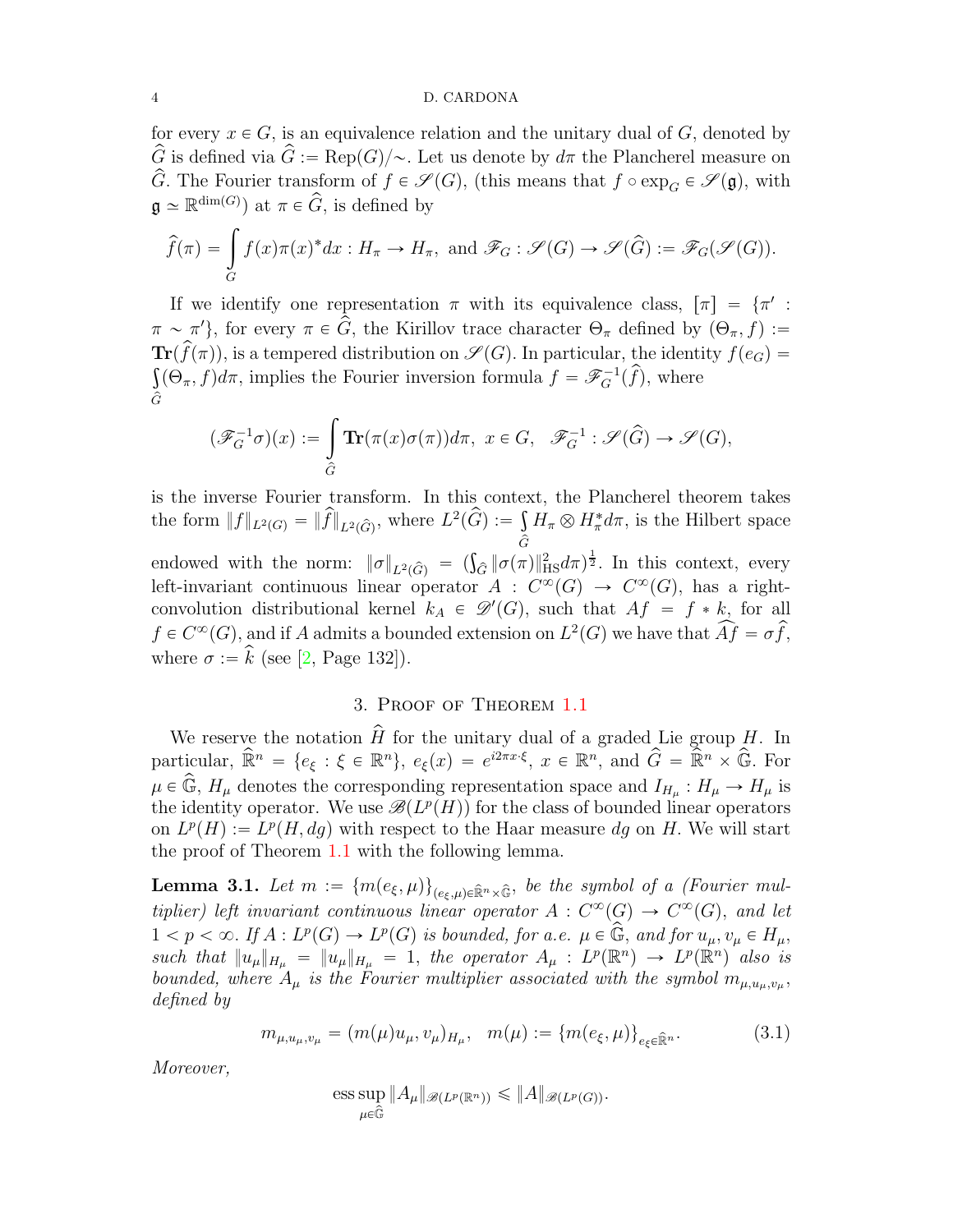for every $x \in G$, is an equivalence relation and the unitary dual of $G$, denoted by $\widehat{G}$ is defined via $\widehat{G} := \mathrm{Rep}(G)/\sim$. Let us denote by $d\pi$ the Plancherel measure on $\widehat{G}$. The Fourier transform of $f \in \mathscr{S}(G)$, (this means that $f \circ \exp_G \in \mathscr{S}(\mathfrak{g})$, with $\mathfrak{g} \simeq \mathbb{R}^{\dim(G)}$) at $\pi \in \widehat{G}$, is defined by

$$\widehat{f}(\pi) = \int\limits_G f(x)\pi(x)^* dx : H_\pi \to H_\pi, \text{ and } \mathscr{F}_G : \mathscr{S}(G) \to \mathscr{S}(\widehat{G}) := \mathscr{F}_G(\mathscr{S}(G)).$$

If we identify one representation $\pi$ with its equivalence class, $[\pi] = \{\pi' : \pi \sim \pi'\}$, for every $\pi \in \widehat{G}$, the Kirillov trace character $\Theta_\pi$ defined by $(\Theta_\pi, f) := \mathbf{Tr}(\widehat{f}(\pi))$, is a tempered distribution on $\mathscr{S}(G)$. In particular, the identity $f(e_G) = \int\limits_{\widehat{G}} (\Theta_\pi, f) d\pi$, implies the Fourier inversion formula $f = \mathscr{F}_G^{-1}(\widehat{f})$, where

$$(\mathscr{F}_G^{-1}\sigma)(x) := \int\limits_{\widehat{G}} \mathbf{Tr}(\pi(x)\sigma(\pi)) d\pi, \ x \in G, \ \ \mathscr{F}_G^{-1} : \mathscr{S}(\widehat{G}) \to \mathscr{S}(G),$$

is the inverse Fourier transform. In this context, the Plancherel theorem takes the form $\|f\|_{L^2(G)} = \|\widehat{f}\|_{L^2(\widehat{G})}$, where $L^2(\widehat{G}) := \int\limits_{\widehat{G}} H_\pi \otimes H_\pi^* d\pi$, is the Hilbert space endowed with the norm: $\|\sigma\|_{L^2(\widehat{G})} = (\int_{\widehat{G}} \|\sigma(\pi)\|_{\mathrm{HS}}^2 d\pi)^{\frac{1}{2}}$. In this context, every left-invariant continuous linear operator $A : C^\infty(G) \to C^\infty(G)$, has a right-convolution distributional kernel $k_A \in \mathscr{D}'(G)$, such that $Af = f * k$, for all $f \in C^\infty(G)$, and if $A$ admits a bounded extension on $L^2(G)$ we have that $\widehat{Af} = \sigma \widehat{f}$, where $\sigma := \widehat{k}$ (see [2, Page 132]).

## 3. Proof of Theorem 1.1

We reserve the notation $\widehat{H}$ for the unitary dual of a graded Lie group $H$. In particular, $\widehat{\mathbb{R}}^n = \{e_\xi : \xi \in \mathbb{R}^n\}$, $e_\xi(x) = e^{i2\pi x\cdot\xi}$, $x \in \mathbb{R}^n$, and $\widehat{G} = \widehat{\mathbb{R}}^n \times \widehat{\mathbb{G}}$. For $\mu \in \widehat{\mathbb{G}}$, $H_\mu$ denotes the corresponding representation space and $I_{H_\mu} : H_\mu \to H_\mu$ is the identity operator. We use $\mathscr{B}(L^p(H))$ for the class of bounded linear operators on $L^p(H) := L^p(H, dg)$ with respect to the Haar measure $dg$ on $H$. We will start the proof of Theorem 1.1 with the following lemma.

**Lemma 3.1.** *Let $m := \{m(e_\xi, \mu)\}_{(e_\xi,\mu)\in\widehat{\mathbb{R}}^n\times\widehat{\mathbb{G}}}$, be the symbol of a (Fourier multiplier) left invariant continuous linear operator $A : C^\infty(G) \to C^\infty(G)$, and let $1 < p < \infty$. If $A : L^p(G) \to L^p(G)$ is bounded, for a.e. $\mu \in \widehat{\mathbb{G}}$, and for $u_\mu, v_\mu \in H_\mu$, such that $\|u_\mu\|_{H_\mu} = \|u_\mu\|_{H_\mu} = 1$, the operator $A_\mu : L^p(\mathbb{R}^n) \to L^p(\mathbb{R}^n)$ also is bounded, where $A_\mu$ is the Fourier multiplier associated with the symbol $m_{\mu,u_\mu,v_\mu}$, defined by*

$$m_{\mu,u_\mu,v_\mu} = (m(\mu)u_\mu, v_\mu)_{H_\mu}, \quad m(\mu) := \{m(e_\xi, \mu)\}_{e_\xi\in\widehat{\mathbb{R}}^n}. \tag{3.1}$$

*Moreover,*

$$\operatorname*{ess\,sup}_{\mu\in\widehat{\mathbb{G}}} \|A_\mu\|_{\mathscr{B}(L^p(\mathbb{R}^n))} \leqslant \|A\|_{\mathscr{B}(L^p(G))}.$$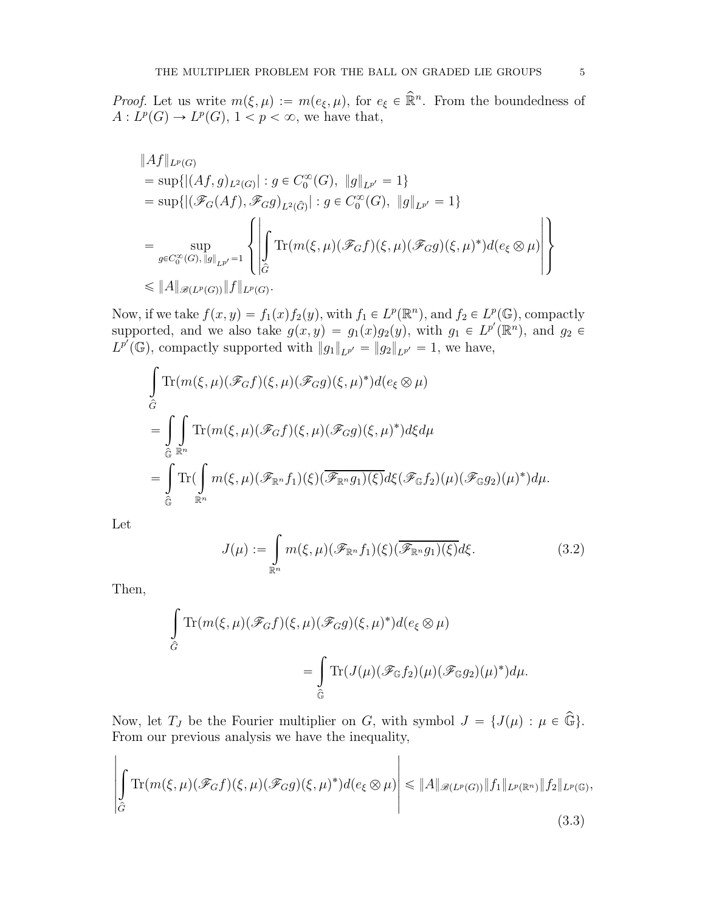*Proof.* Let us write $m(\xi, \mu) := m(e_\xi, \mu)$, for $e_\xi \in \widehat{\mathbb{R}}^n$. From the boundedness of $A : L^p(G) \to L^p(G)$, $1 < p < \infty$, we have that,

$$
\begin{aligned}
&\|Af\|_{L^p(G)} \\
&= \sup\{|(Af, g)_{L^2(G)}| : g \in C_0^\infty(G),\ \|g\|_{L^{p'}} = 1\} \\
&= \sup\{|(\mathscr{F}_G(Af), \mathscr{F}_G g)_{L^2(\widehat{G})}| : g \in C_0^\infty(G),\ \|g\|_{L^{p'}} = 1\} \\
&= \sup_{g \in C_0^\infty(G),\, \|g\|_{L^{p'}}=1} \left\{ \left| \int_{\widehat{G}} \operatorname{Tr}(m(\xi, \mu)(\mathscr{F}_G f)(\xi, \mu)(\mathscr{F}_G g)(\xi, \mu)^*) d(e_\xi \otimes \mu) \right| \right\} \\
&\leqslant \|A\|_{\mathscr{B}(L^p(G))} \|f\|_{L^p(G)}.
\end{aligned}
$$

Now, if we take $f(x, y) = f_1(x) f_2(y)$, with $f_1 \in L^p(\mathbb{R}^n)$, and $f_2 \in L^p(\mathbb{G})$, compactly supported, and we also take $g(x, y) = g_1(x) g_2(y)$, with $g_1 \in L^{p'}(\mathbb{R}^n)$, and $g_2 \in L^{p'}(\mathbb{G})$, compactly supported with $\|g_1\|_{L^{p'}} = \|g_2\|_{L^{p'}} = 1$, we have,

$$
\begin{aligned}
&\int_{\widehat{G}} \operatorname{Tr}(m(\xi, \mu)(\mathscr{F}_G f)(\xi, \mu)(\mathscr{F}_G g)(\xi, \mu)^*) d(e_\xi \otimes \mu) \\
&= \int_{\widehat{\mathbb{G}}} \int_{\mathbb{R}^n} \operatorname{Tr}(m(\xi, \mu)(\mathscr{F}_G f)(\xi, \mu)(\mathscr{F}_G g)(\xi, \mu)^*) d\xi d\mu \\
&= \int_{\widehat{\mathbb{G}}} \operatorname{Tr}( \int_{\mathbb{R}^n} m(\xi, \mu)(\mathscr{F}_{\mathbb{R}^n} f_1)(\xi)(\overline{\mathscr{F}_{\mathbb{R}^n} g_1)(\xi)} d\xi (\mathscr{F}_{\mathbb{G}} f_2)(\mu)(\mathscr{F}_{\mathbb{G}} g_2)(\mu)^*) d\mu.
\end{aligned}
$$

Let

$$
J(\mu) := \int_{\mathbb{R}^n} m(\xi, \mu)(\mathscr{F}_{\mathbb{R}^n} f_1)(\xi)(\overline{\mathscr{F}_{\mathbb{R}^n} g_1)(\xi)} d\xi. \tag{3.2}
$$

Then,

$$
\begin{aligned}
&\int_{\widehat{G}} \operatorname{Tr}(m(\xi, \mu)(\mathscr{F}_G f)(\xi, \mu)(\mathscr{F}_G g)(\xi, \mu)^*) d(e_\xi \otimes \mu) \\
&\qquad\qquad = \int_{\widehat{\mathbb{G}}} \operatorname{Tr}(J(\mu)(\mathscr{F}_{\mathbb{G}} f_2)(\mu)(\mathscr{F}_{\mathbb{G}} g_2)(\mu)^*) d\mu.
\end{aligned}
$$

Now, let $T_J$ be the Fourier multiplier on $G$, with symbol $J = \{J(\mu) : \mu \in \widehat{\mathbb{G}}\}$. From our previous analysis we have the inequality,

$$
\left| \int_{\widehat{G}} \operatorname{Tr}(m(\xi, \mu)(\mathscr{F}_G f)(\xi, \mu)(\mathscr{F}_G g)(\xi, \mu)^*) d(e_\xi \otimes \mu) \right| \leqslant \|A\|_{\mathscr{B}(L^p(G))} \|f_1\|_{L^p(\mathbb{R}^n)} \|f_2\|_{L^p(\mathbb{G})}, \tag{3.3}
$$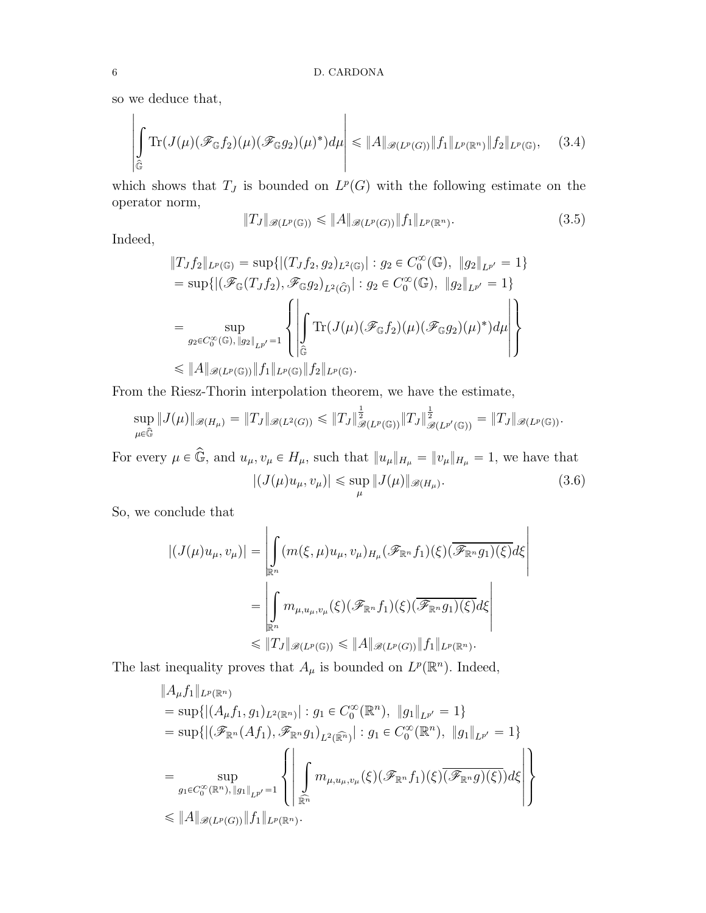so we deduce that,

$$\left|\int\limits_{\widehat{\mathbb{G}}} \mathrm{Tr}(J(\mu)(\mathscr{F}_{\mathbb{G}}f_2)(\mu)(\mathscr{F}_{\mathbb{G}}g_2)(\mu)^*)d\mu\right| \leqslant \|A\|_{\mathscr{B}(L^p(G))}\|f_1\|_{L^p(\mathbb{R}^n)}\|f_2\|_{L^p(\mathbb{G})}, \quad (3.4)$$

which shows that $T_J$ is bounded on $L^p(G)$ with the following estimate on the operator norm,

$$\|T_J\|_{\mathscr{B}(L^p(\mathbb{G}))} \leqslant \|A\|_{\mathscr{B}(L^p(G))}\|f_1\|_{L^p(\mathbb{R}^n)}. \quad (3.5)$$

Indeed,

$$\begin{aligned}
\|T_J f_2\|_{L^p(\mathbb{G})} &= \sup\{|(T_J f_2, g_2)_{L^2(\mathbb{G})}| : g_2 \in C_0^\infty(\mathbb{G}),\ \|g_2\|_{L^{p'}} = 1\} \\
&= \sup\{|(\mathscr{F}_{\mathbb{G}}(T_J f_2), \mathscr{F}_{\mathbb{G}}g_2)_{L^2(\widehat{G})}| : g_2 \in C_0^\infty(\mathbb{G}),\ \|g_2\|_{L^{p'}} = 1\} \\
&= \sup_{g_2\in C_0^\infty(\mathbb{G}),\, \|g_2\|_{L^{p'}}=1} \left\{\left|\int\limits_{\widehat{\mathbb{G}}} \mathrm{Tr}(J(\mu)(\mathscr{F}_{\mathbb{G}}f_2)(\mu)(\mathscr{F}_{\mathbb{G}}g_2)(\mu)^*)d\mu\right|\right\} \\
&\leqslant \|A\|_{\mathscr{B}(L^p(\mathbb{G}))}\|f_1\|_{L^p(\mathbb{G})}\|f_2\|_{L^p(\mathbb{G})}.
\end{aligned}$$

From the Riesz-Thorin interpolation theorem, we have the estimate,

$$\sup_{\mu\in\widehat{\mathbb{G}}}\|J(\mu)\|_{\mathscr{B}(H_\mu)} = \|T_J\|_{\mathscr{B}(L^2(G))} \leqslant \|T_J\|^{\frac{1}{2}}_{\mathscr{B}(L^p(\mathbb{G}))}\|T_J\|^{\frac{1}{2}}_{\mathscr{B}(L^{p'}(\mathbb{G}))} = \|T_J\|_{\mathscr{B}(L^p(\mathbb{G}))}.$$

For every $\mu \in \widehat{\mathbb{G}}$, and $u_\mu, v_\mu \in H_\mu$, such that $\|u_\mu\|_{H_\mu} = \|v_\mu\|_{H_\mu} = 1$, we have that

$$|(J(\mu)u_\mu, v_\mu)| \leqslant \sup_\mu \|J(\mu)\|_{\mathscr{B}(H_\mu)}. \quad (3.6)$$

So, we conclude that

$$\begin{aligned}
|(J(\mu)u_\mu, v_\mu)| &= \left|\int\limits_{\mathbb{R}^n} (m(\xi,\mu)u_\mu, v_\mu)_{H_\mu}(\mathscr{F}_{\mathbb{R}^n}f_1)(\xi)(\overline{\mathscr{F}_{\mathbb{R}^n}g_1)(\xi)}d\xi\right| \\
&= \left|\int\limits_{\mathbb{R}^n} m_{\mu,u_\mu,v_\mu}(\xi)(\mathscr{F}_{\mathbb{R}^n}f_1)(\xi)(\overline{\mathscr{F}_{\mathbb{R}^n}g_1)(\xi)}d\xi\right| \\
&\leqslant \|T_J\|_{\mathscr{B}(L^p(\mathbb{G}))} \leqslant \|A\|_{\mathscr{B}(L^p(G))}\|f_1\|_{L^p(\mathbb{R}^n)}.
\end{aligned}$$

The last inequality proves that $A_\mu$ is bounded on $L^p(\mathbb{R}^n)$. Indeed,

$$\begin{aligned}
&\|A_\mu f_1\|_{L^p(\mathbb{R}^n)} \\
&= \sup\{|(A_\mu f_1, g_1)_{L^2(\mathbb{R}^n)}| : g_1 \in C_0^\infty(\mathbb{R}^n),\ \|g_1\|_{L^{p'}} = 1\} \\
&= \sup\{|(\mathscr{F}_{\mathbb{R}^n}(Af_1), \mathscr{F}_{\mathbb{R}^n}g_1)_{L^2(\widehat{\mathbb{R}^n})}| : g_1 \in C_0^\infty(\mathbb{R}^n),\ \|g_1\|_{L^{p'}} = 1\} \\
&= \sup_{g_1\in C_0^\infty(\mathbb{R}^n),\, \|g_1\|_{L^{p'}}=1} \left\{\left|\int\limits_{\widehat{\mathbb{R}^n}} m_{\mu,u_\mu,v_\mu}(\xi)(\mathscr{F}_{\mathbb{R}^n}f_1)(\xi)\overline{(\mathscr{F}_{\mathbb{R}^n}g)(\xi))}d\xi\right|\right\} \\
&\leqslant \|A\|_{\mathscr{B}(L^p(G))}\|f_1\|_{L^p(\mathbb{R}^n)}.
\end{aligned}$$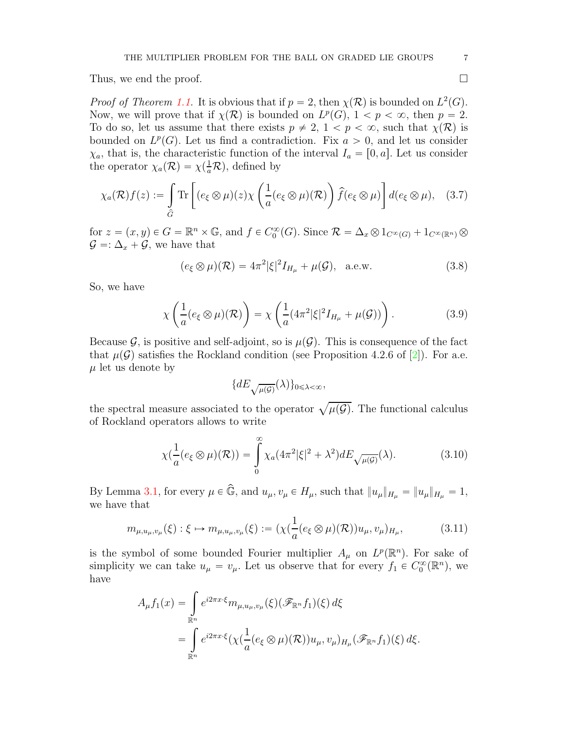Thus, we end the proof. $\square$

*Proof of Theorem 1.1.* It is obvious that if $p = 2$, then $\chi(\mathcal{R})$ is bounded on $L^2(G)$. Now, we will prove that if $\chi(\mathcal{R})$ is bounded on $L^p(G)$, $1 < p < \infty$, then $p = 2$. To do so, let us assume that there exists $p \neq 2$, $1 < p < \infty$, such that $\chi(\mathcal{R})$ is bounded on $L^p(G)$. Let us find a contradiction. Fix $a > 0$, and let us consider $\chi_a$, that is, the characteristic function of the interval $I_a = [0, a]$. Let us consider the operator $\chi_a(\mathcal{R}) = \chi(\frac{1}{a}\mathcal{R})$, defined by

$$\chi_a(\mathcal{R})f(z) := \int\limits_{\widehat{G}} \mathrm{Tr}\left[(e_\xi \otimes \mu)(z)\chi\left(\frac{1}{a}(e_\xi \otimes \mu)(\mathcal{R})\right)\widehat{f}(e_\xi \otimes \mu)\right] d(e_\xi \otimes \mu), \quad (3.7)$$

for $z = (x, y) \in G = \mathbb{R}^n \times \mathbb{G}$, and $f \in C_0^\infty(G)$. Since $\mathcal{R} = \Delta_x \otimes 1_{C^\infty(G)} + 1_{C^\infty(\mathbb{R}^n)} \otimes \mathcal{G} =: \Delta_x + \mathcal{G}$, we have that

$$(e_\xi \otimes \mu)(\mathcal{R}) = 4\pi^2|\xi|^2 I_{H_\mu} + \mu(\mathcal{G}), \quad \text{a.e.w.} \quad (3.8)$$

So, we have

$$\chi\left(\frac{1}{a}(e_\xi \otimes \mu)(\mathcal{R})\right) = \chi\left(\frac{1}{a}(4\pi^2|\xi|^2 I_{H_\mu} + \mu(\mathcal{G}))\right). \quad (3.9)$$

Because $\mathcal{G}$, is positive and self-adjoint, so is $\mu(\mathcal{G})$. This is consequence of the fact that $\mu(\mathcal{G})$ satisfies the Rockland condition (see Proposition 4.2.6 of [2]). For a.e. $\mu$ let us denote by

$$\{dE_{\sqrt{\mu(\mathcal{G})}}(\lambda)\}_{0 \leqslant \lambda < \infty},$$

the spectral measure associated to the operator $\sqrt{\mu(\mathcal{G})}$. The functional calculus of Rockland operators allows to write

$$\chi(\frac{1}{a}(e_\xi \otimes \mu)(\mathcal{R})) = \int\limits_0^\infty \chi_a(4\pi^2|\xi|^2 + \lambda^2) dE_{\sqrt{\mu(\mathcal{G})}}(\lambda). \quad (3.10)$$

By Lemma 3.1, for every $\mu \in \widehat{\mathbb{G}}$, and $u_\mu, v_\mu \in H_\mu$, such that $\|u_\mu\|_{H_\mu} = \|u_\mu\|_{H_\mu} = 1$, we have that

$$m_{\mu,u_\mu,v_\mu}(\xi) : \xi \mapsto m_{\mu,u_\mu,v_\mu}(\xi) := (\chi(\frac{1}{a}(e_\xi \otimes \mu)(\mathcal{R}))u_\mu, v_\mu)_{H_\mu}, \quad (3.11)$$

is the symbol of some bounded Fourier multiplier $A_\mu$ on $L^p(\mathbb{R}^n)$. For sake of simplicity we can take $u_\mu = v_\mu$. Let us observe that for every $f_1 \in C_0^\infty(\mathbb{R}^n)$, we have

$$\begin{aligned} A_\mu f_1(x) &= \int\limits_{\mathbb{R}^n} e^{i2\pi x \cdot \xi} m_{\mu,u_\mu,v_\mu}(\xi)(\mathscr{F}_{\mathbb{R}^n} f_1)(\xi)\, d\xi \\ &= \int\limits_{\mathbb{R}^n} e^{i2\pi x \cdot \xi} (\chi(\frac{1}{a}(e_\xi \otimes \mu)(\mathcal{R}))u_\mu, v_\mu)_{H_\mu} (\mathscr{F}_{\mathbb{R}^n} f_1)(\xi)\, d\xi. \end{aligned}$$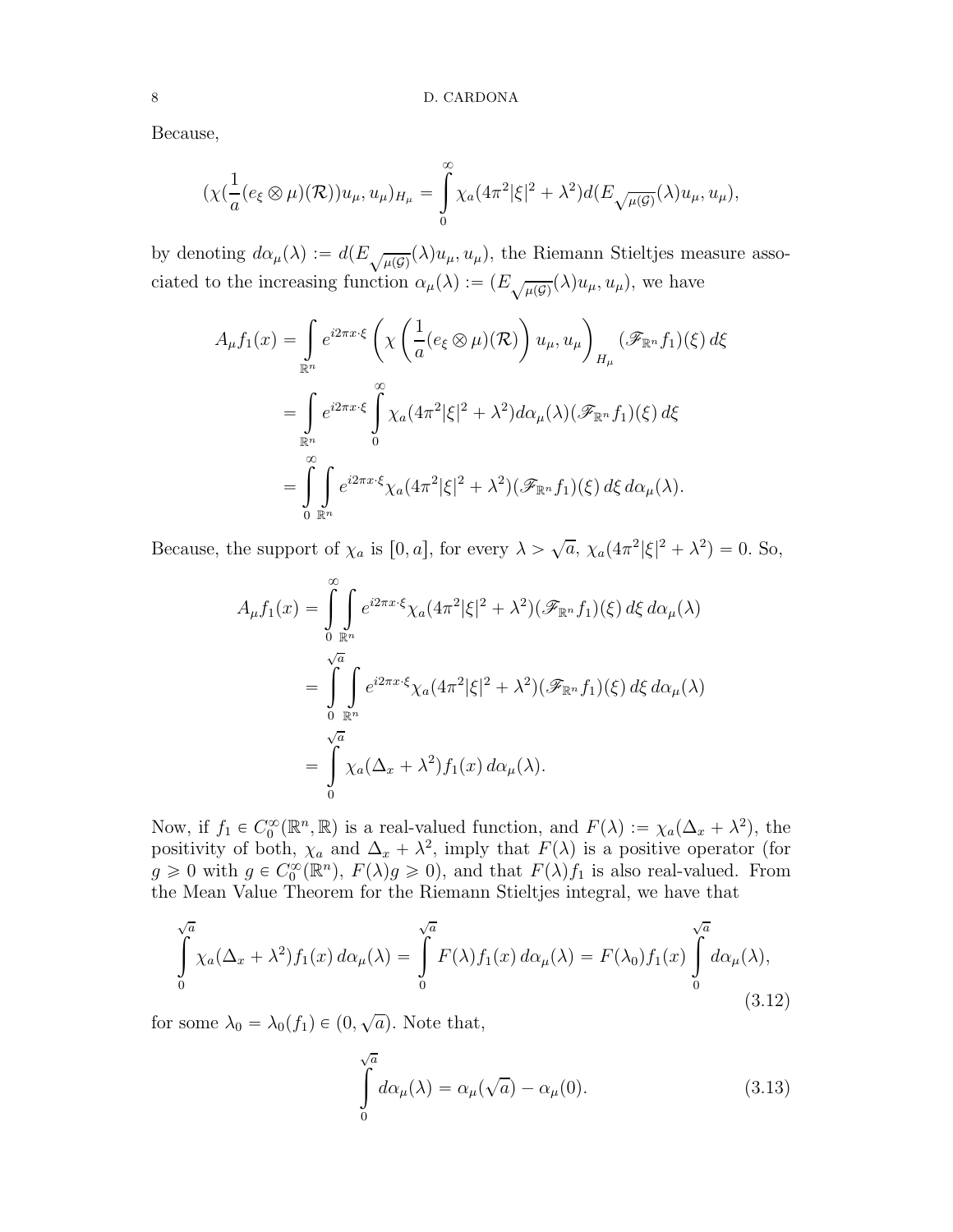Because,

$$(\chi(\frac{1}{a}(e_\xi \otimes \mu)(\mathcal{R}))u_\mu, u_\mu)_{H_\mu} = \int\limits_0^\infty \chi_a(4\pi^2|\xi|^2 + \lambda^2) d(E_{\sqrt{\mu(\mathcal{G})}}(\lambda)u_\mu, u_\mu),$$

by denoting $d\alpha_\mu(\lambda) := d(E_{\sqrt{\mu(\mathcal{G})}}(\lambda)u_\mu, u_\mu)$, the Riemann Stieltjes measure associated to the increasing function $\alpha_\mu(\lambda) := (E_{\sqrt{\mu(\mathcal{G})}}(\lambda)u_\mu, u_\mu)$, we have

$$\begin{aligned}
A_\mu f_1(x) &= \int\limits_{\mathbb{R}^n} e^{i2\pi x\cdot\xi} \left(\chi\left(\frac{1}{a}(e_\xi \otimes \mu)(\mathcal{R})\right) u_\mu, u_\mu\right)_{H_\mu} (\mathscr{F}_{\mathbb{R}^n} f_1)(\xi)\, d\xi \\
&= \int\limits_{\mathbb{R}^n} e^{i2\pi x\cdot\xi} \int\limits_0^\infty \chi_a(4\pi^2|\xi|^2 + \lambda^2) d\alpha_\mu(\lambda) (\mathscr{F}_{\mathbb{R}^n} f_1)(\xi)\, d\xi \\
&= \int\limits_0^\infty \int\limits_{\mathbb{R}^n} e^{i2\pi x\cdot\xi} \chi_a(4\pi^2|\xi|^2 + \lambda^2) (\mathscr{F}_{\mathbb{R}^n} f_1)(\xi)\, d\xi\, d\alpha_\mu(\lambda).
\end{aligned}$$

Because, the support of $\chi_a$ is $[0, a]$, for every $\lambda > \sqrt{a}$, $\chi_a(4\pi^2|\xi|^2 + \lambda^2) = 0$. So,

$$\begin{aligned}
A_\mu f_1(x) &= \int\limits_0^\infty \int\limits_{\mathbb{R}^n} e^{i2\pi x\cdot\xi} \chi_a(4\pi^2|\xi|^2 + \lambda^2) (\mathscr{F}_{\mathbb{R}^n} f_1)(\xi)\, d\xi\, d\alpha_\mu(\lambda) \\
&= \int\limits_0^{\sqrt{a}} \int\limits_{\mathbb{R}^n} e^{i2\pi x\cdot\xi} \chi_a(4\pi^2|\xi|^2 + \lambda^2) (\mathscr{F}_{\mathbb{R}^n} f_1)(\xi)\, d\xi\, d\alpha_\mu(\lambda) \\
&= \int\limits_0^{\sqrt{a}} \chi_a(\Delta_x + \lambda^2) f_1(x)\, d\alpha_\mu(\lambda).
\end{aligned}$$

Now, if $f_1 \in C_0^\infty(\mathbb{R}^n, \mathbb{R})$ is a real-valued function, and $F(\lambda) := \chi_a(\Delta_x + \lambda^2)$, the positivity of both, $\chi_a$ and $\Delta_x + \lambda^2$, imply that $F(\lambda)$ is a positive operator (for $g \geqslant 0$ with $g \in C_0^\infty(\mathbb{R}^n)$, $F(\lambda)g \geqslant 0$), and that $F(\lambda)f_1$ is also real-valued. From the Mean Value Theorem for the Riemann Stieltjes integral, we have that

$$\int\limits_0^{\sqrt{a}} \chi_a(\Delta_x + \lambda^2) f_1(x)\, d\alpha_\mu(\lambda) = \int\limits_0^{\sqrt{a}} F(\lambda) f_1(x)\, d\alpha_\mu(\lambda) = F(\lambda_0) f_1(x) \int\limits_0^{\sqrt{a}} d\alpha_\mu(\lambda), \tag{3.12}$$

for some $\lambda_0 = \lambda_0(f_1) \in (0, \sqrt{a})$. Note that,

$$\int\limits_0^{\sqrt{a}} d\alpha_\mu(\lambda) = \alpha_\mu(\sqrt{a}) - \alpha_\mu(0). \tag{3.13}$$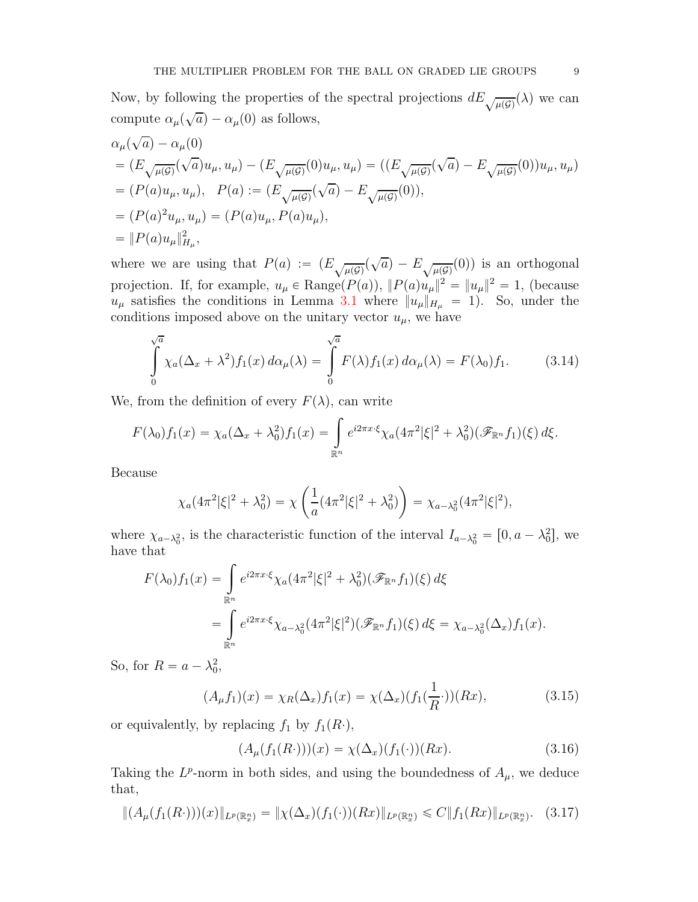Now, by following the properties of the spectral projections $dE_{\sqrt{\mu(\mathcal{G})}}(\lambda)$ we can compute $\alpha_\mu(\sqrt{a}) - \alpha_\mu(0)$ as follows,

$$
\begin{aligned}
&\alpha_\mu(\sqrt{a}) - \alpha_\mu(0)\\
&= (E_{\sqrt{\mu(\mathcal{G})}}(\sqrt{a})u_\mu, u_\mu) - (E_{\sqrt{\mu(\mathcal{G})}}(0)u_\mu, u_\mu) = ((E_{\sqrt{\mu(\mathcal{G})}}(\sqrt{a}) - E_{\sqrt{\mu(\mathcal{G})}}(0))u_\mu, u_\mu)\\
&= (P(a)u_\mu, u_\mu), \quad P(a) := (E_{\sqrt{\mu(\mathcal{G})}}(\sqrt{a}) - E_{\sqrt{\mu(\mathcal{G})}}(0)),\\
&= (P(a)^2 u_\mu, u_\mu) = (P(a)u_\mu, P(a)u_\mu),\\
&= \|P(a)u_\mu\|^2_{H_\mu},
\end{aligned}
$$

where we are using that $P(a) := (E_{\sqrt{\mu(\mathcal{G})}}(\sqrt{a}) - E_{\sqrt{\mu(\mathcal{G})}}(0))$ is an orthogonal projection. If, for example, $u_\mu \in \text{Range}(P(a))$, $\|P(a)u_\mu\|^2 = \|u_\mu\|^2 = 1$, (because $u_\mu$ satisfies the conditions in Lemma 3.1 where $\|u_\mu\|_{H_\mu} = 1$). So, under the conditions imposed above on the unitary vector $u_\mu$, we have

$$
\int_0^{\sqrt{a}} \chi_a(\Delta_x + \lambda^2) f_1(x)\, d\alpha_\mu(\lambda) = \int_0^{\sqrt{a}} F(\lambda) f_1(x)\, d\alpha_\mu(\lambda) = F(\lambda_0) f_1. \tag{3.14}
$$

We, from the definition of every $F(\lambda)$, can write

$$
F(\lambda_0) f_1(x) = \chi_a(\Delta_x + \lambda_0^2) f_1(x) = \int_{\mathbb{R}^n} e^{i2\pi x\cdot\xi} \chi_a(4\pi^2|\xi|^2 + \lambda_0^2)(\mathscr{F}_{\mathbb{R}^n} f_1)(\xi)\, d\xi.
$$

Because

$$
\chi_a(4\pi^2|\xi|^2 + \lambda_0^2) = \chi\left(\frac{1}{a}(4\pi^2|\xi|^2 + \lambda_0^2)\right) = \chi_{a-\lambda_0^2}(4\pi^2|\xi|^2),
$$

where $\chi_{a-\lambda_0^2}$, is the characteristic function of the interval $I_{a-\lambda_0^2} = [0, a - \lambda_0^2]$, we have that

$$
\begin{aligned}
F(\lambda_0) f_1(x) &= \int_{\mathbb{R}^n} e^{i2\pi x\cdot\xi} \chi_a(4\pi^2|\xi|^2 + \lambda_0^2)(\mathscr{F}_{\mathbb{R}^n} f_1)(\xi)\, d\xi\\
&= \int_{\mathbb{R}^n} e^{i2\pi x\cdot\xi} \chi_{a-\lambda_0^2}(4\pi^2|\xi|^2)(\mathscr{F}_{\mathbb{R}^n} f_1)(\xi)\, d\xi = \chi_{a-\lambda_0^2}(\Delta_x) f_1(x).
\end{aligned}
$$

So, for $R = a - \lambda_0^2$,

$$
(A_\mu f_1)(x) = \chi_R(\Delta_x) f_1(x) = \chi(\Delta_x)(f_1(\frac{1}{R}\cdot))(Rx), \tag{3.15}
$$

or equivalently, by replacing $f_1$ by $f_1(R\cdot)$,

$$
(A_\mu(f_1(R\cdot)))(x) = \chi(\Delta_x)(f_1(\cdot))(Rx). \tag{3.16}
$$

Taking the $L^p$-norm in both sides, and using the boundedness of $A_\mu$, we deduce that,

$$
\|(A_\mu(f_1(R\cdot)))(x)\|_{L^p(\mathbb{R}^n_x)} = \|\chi(\Delta_x)(f_1(\cdot))(Rx)\|_{L^p(\mathbb{R}^n_x)} \leqslant C\|f_1(Rx)\|_{L^p(\mathbb{R}^n_x)}. \tag{3.17}
$$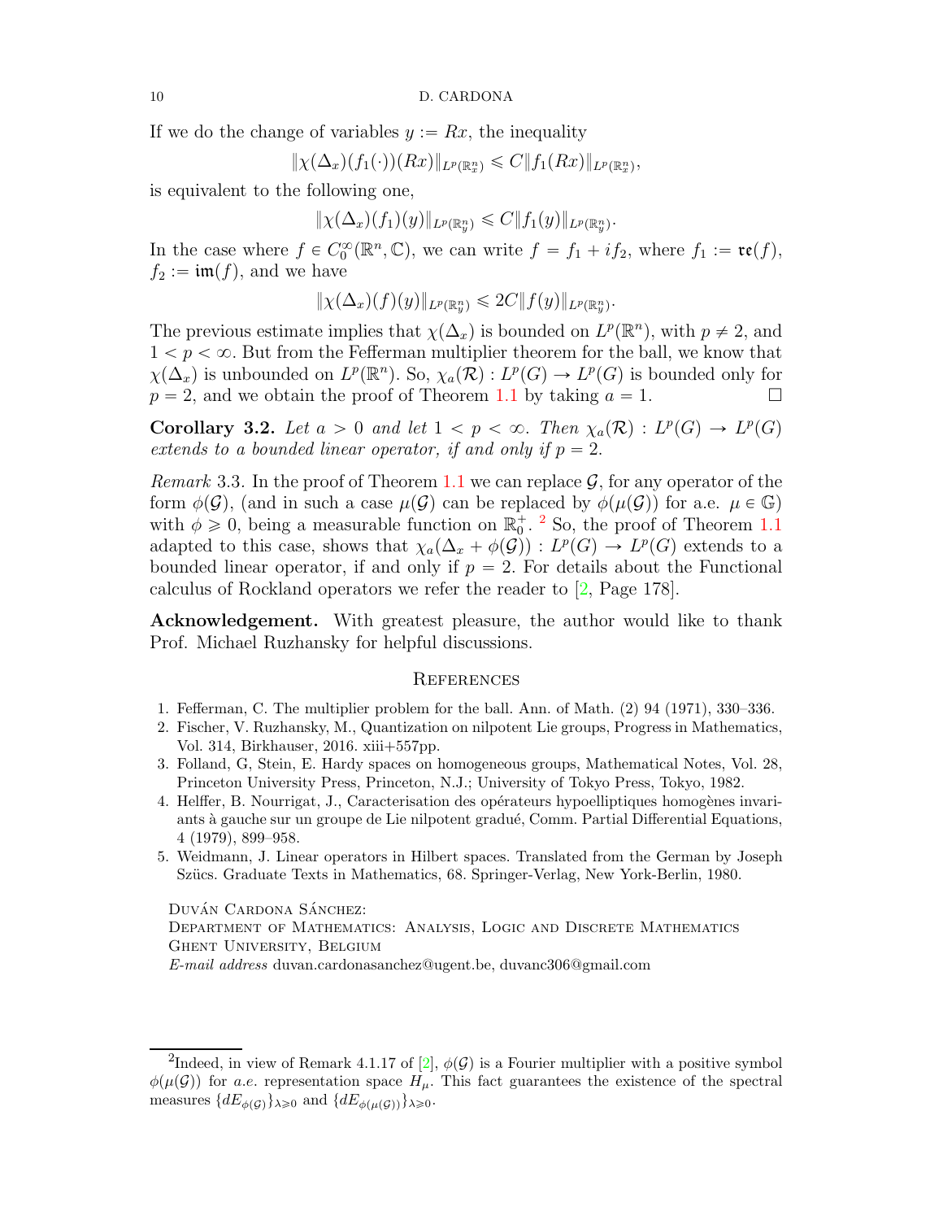If we do the change of variables $y := Rx$, the inequality

$$\|\chi(\Delta_x)(f_1(\cdot))(Rx)\|_{L^p(\mathbb{R}^n_x)} \leqslant C\|f_1(Rx)\|_{L^p(\mathbb{R}^n_x)},$$

is equivalent to the following one,

$$\|\chi(\Delta_x)(f_1)(y)\|_{L^p(\mathbb{R}^n_y)} \leqslant C\|f_1(y)\|_{L^p(\mathbb{R}^n_y)}.$$

In the case where $f \in C_0^\infty(\mathbb{R}^n, \mathbb{C})$, we can write $f = f_1 + if_2$, where $f_1 := \mathfrak{re}(f)$, $f_2 := \mathfrak{im}(f)$, and we have

$$\|\chi(\Delta_x)(f)(y)\|_{L^p(\mathbb{R}^n_y)} \leqslant 2C\|f(y)\|_{L^p(\mathbb{R}^n_y)}.$$

The previous estimate implies that $\chi(\Delta_x)$ is bounded on $L^p(\mathbb{R}^n)$, with $p \neq 2$, and $1 < p < \infty$. But from the Fefferman multiplier theorem for the ball, we know that $\chi(\Delta_x)$ is unbounded on $L^p(\mathbb{R}^n)$. So, $\chi_a(\mathcal{R}) : L^p(G) \to L^p(G)$ is bounded only for $p = 2$, and we obtain the proof of Theorem 1.1 by taking $a = 1$. ☐

**Corollary 3.2.** *Let $a > 0$ and let $1 < p < \infty$. Then $\chi_a(\mathcal{R}) : L^p(G) \to L^p(G)$ extends to a bounded linear operator, if and only if $p = 2$.*

*Remark* 3.3. In the proof of Theorem 1.1 we can replace $\mathcal{G}$, for any operator of the form $\phi(\mathcal{G})$, (and in such a case $\mu(\mathcal{G})$ can be replaced by $\phi(\mu(\mathcal{G}))$ for a.e. $\mu \in \mathbb{G}$) with $\phi \geqslant 0$, being a measurable function on $\mathbb{R}^+_0$. [2] So, the proof of Theorem 1.1 adapted to this case, shows that $\chi_a(\Delta_x + \phi(\mathcal{G})) : L^p(G) \to L^p(G)$ extends to a bounded linear operator, if and only if $p = 2$. For details about the Functional calculus of Rockland operators we refer the reader to [2, Page 178].

**Acknowledgement.** With greatest pleasure, the author would like to thank Prof. Michael Ruzhansky for helpful discussions.

## References

1. Fefferman, C. The multiplier problem for the ball. Ann. of Math. (2) 94 (1971), 330–336.
2. Fischer, V. Ruzhansky, M., Quantization on nilpotent Lie groups, Progress in Mathematics, Vol. 314, Birkhauser, 2016. xiii+557pp.
3. Folland, G, Stein, E. Hardy spaces on homogeneous groups, Mathematical Notes, Vol. 28, Princeton University Press, Princeton, N.J.; University of Tokyo Press, Tokyo, 1982.
4. Helffer, B. Nourrigat, J., Caracterisation des opérateurs hypoelliptiques homogènes invariants à gauche sur un groupe de Lie nilpotent gradué, Comm. Partial Differential Equations, 4 (1979), 899–958.
5. Weidmann, J. Linear operators in Hilbert spaces. Translated from the German by Joseph Szücs. Graduate Texts in Mathematics, 68. Springer-Verlag, New York-Berlin, 1980.

Duván Cardona Sánchez:
Department of Mathematics: Analysis, Logic and Discrete Mathematics
Ghent University, Belgium
*E-mail address* duvan.cardonasanchez@ugent.be, duvanc306@gmail.com

[2] Indeed, in view of Remark 4.1.17 of [2], $\phi(\mathcal{G})$ is a Fourier multiplier with a positive symbol $\phi(\mu(\mathcal{G}))$ for *a.e.* representation space $H_\mu$. This fact guarantees the existence of the spectral measures $\{dE_{\phi(\mathcal{G})}\}_{\lambda \geqslant 0}$ and $\{dE_{\phi(\mu(\mathcal{G}))}\}_{\lambda \geqslant 0}$.